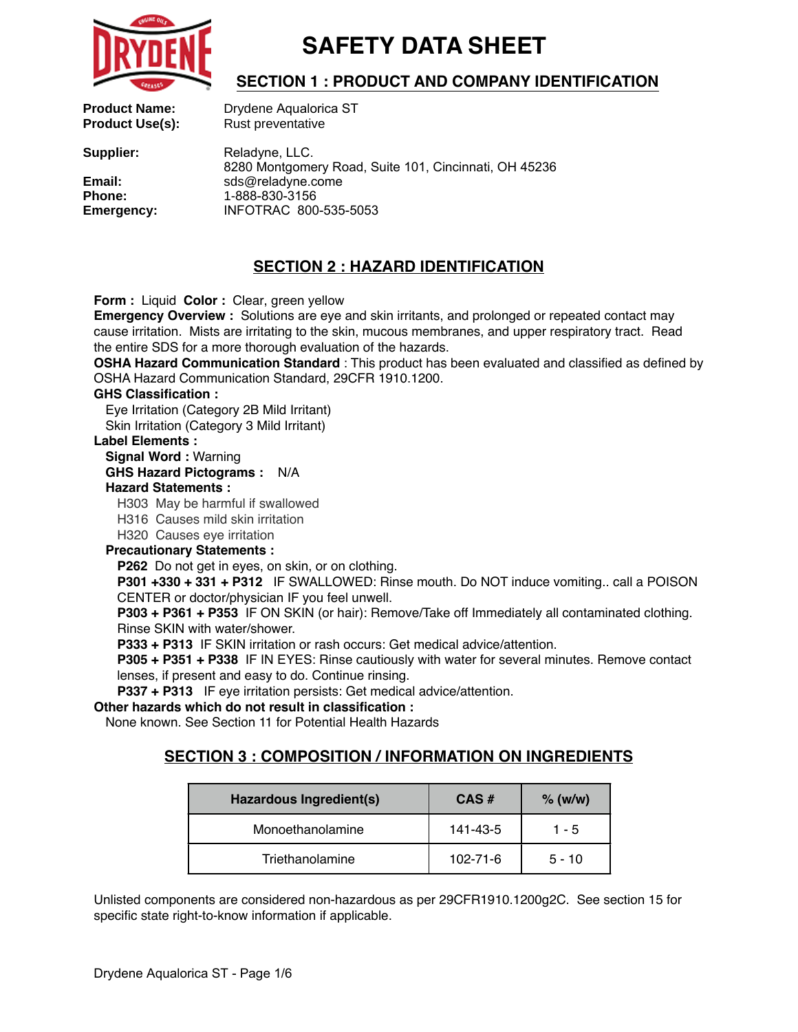# SAFETY DATA SHEET

## SECTION 1 : PRODUCT AND COMPANY IDENTIFICATION

**Product Name:** Drydene Aqualorica ST
**Product Use(s):** Rust preventative

**Supplier:** Reladyne, LLC.
8280 Montgomery Road, Suite 101, Cincinnati, OH 45236
**Email:** sds@reladyne.come
**Phone:** 1-888-830-3156
**Emergency:** INFOTRAC 800-535-5053

## SECTION 2 : HAZARD IDENTIFICATION

**Form :** Liquid **Color :** Clear, green yellow
**Emergency Overview :** Solutions are eye and skin irritants, and prolonged or repeated contact may cause irritation. Mists are irritating to the skin, mucous membranes, and upper respiratory tract. Read the entire SDS for a more thorough evaluation of the hazards.
**OSHA Hazard Communication Standard** : This product has been evaluated and classified as defined by OSHA Hazard Communication Standard, 29CFR 1910.1200.
**GHS Classification :**
Eye Irritation (Category 2B Mild Irritant)
Skin Irritation (Category 3 Mild Irritant)
**Label Elements :**
**Signal Word :** Warning
**GHS Hazard Pictograms :** N/A
**Hazard Statements :**
H303 May be harmful if swallowed
H316 Causes mild skin irritation
H320 Causes eye irritation
**Precautionary Statements :**
**P262** Do not get in eyes, on skin, or on clothing.
**P301 +330 + 331 + P312** IF SWALLOWED: Rinse mouth. Do NOT induce vomiting.. call a POISON CENTER or doctor/physician IF you feel unwell.
**P303 + P361 + P353** IF ON SKIN (or hair): Remove/Take off Immediately all contaminated clothing. Rinse SKIN with water/shower.
**P333 + P313** IF SKIN irritation or rash occurs: Get medical advice/attention.
**P305 + P351 + P338** IF IN EYES: Rinse cautiously with water for several minutes. Remove contact lenses, if present and easy to do. Continue rinsing.
**P337 + P313** IF eye irritation persists: Get medical advice/attention.
**Other hazards which do not result in classification :**
None known. See Section 11 for Potential Health Hazards

## SECTION 3 : COMPOSITION / INFORMATION ON INGREDIENTS

| Hazardous Ingredient(s) | CAS # | % (w/w) |
|---|---|---|
| Monoethanolamine | 141-43-5 | 1 - 5 |
| Triethanolamine | 102-71-6 | 5 - 10 |

Unlisted components are considered non-hazardous as per 29CFR1910.1200g2C. See section 15 for specific state right-to-know information if applicable.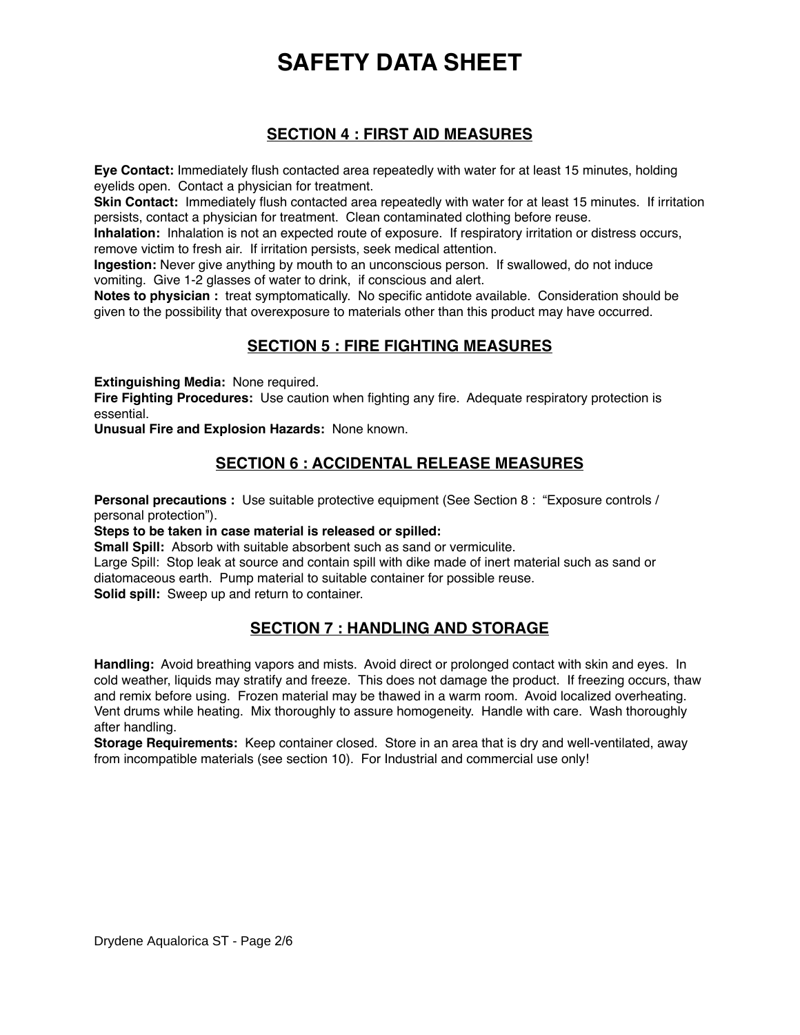# SAFETY DATA SHEET

## SECTION 4 : FIRST AID MEASURES

**Eye Contact:** Immediately flush contacted area repeatedly with water for at least 15 minutes, holding eyelids open. Contact a physician for treatment.
**Skin Contact:** Immediately flush contacted area repeatedly with water for at least 15 minutes. If irritation persists, contact a physician for treatment. Clean contaminated clothing before reuse.
**Inhalation:** Inhalation is not an expected route of exposure. If respiratory irritation or distress occurs, remove victim to fresh air. If irritation persists, seek medical attention.
**Ingestion:** Never give anything by mouth to an unconscious person. If swallowed, do not induce vomiting. Give 1-2 glasses of water to drink, if conscious and alert.
**Notes to physician :** treat symptomatically. No specific antidote available. Consideration should be given to the possibility that overexposure to materials other than this product may have occurred.

## SECTION 5 : FIRE FIGHTING MEASURES

**Extinguishing Media:** None required.
**Fire Fighting Procedures:** Use caution when fighting any fire. Adequate respiratory protection is essential.
**Unusual Fire and Explosion Hazards:** None known.

## SECTION 6 : ACCIDENTAL RELEASE MEASURES

**Personal precautions :** Use suitable protective equipment (See Section 8 : "Exposure controls / personal protection").
**Steps to be taken in case material is released or spilled:**
**Small Spill:** Absorb with suitable absorbent such as sand or vermiculite.
Large Spill: Stop leak at source and contain spill with dike made of inert material such as sand or diatomaceous earth. Pump material to suitable container for possible reuse.
**Solid spill:** Sweep up and return to container.

## SECTION 7 : HANDLING AND STORAGE

**Handling:** Avoid breathing vapors and mists. Avoid direct or prolonged contact with skin and eyes. In cold weather, liquids may stratify and freeze. This does not damage the product. If freezing occurs, thaw and remix before using. Frozen material may be thawed in a warm room. Avoid localized overheating. Vent drums while heating. Mix thoroughly to assure homogeneity. Handle with care. Wash thoroughly after handling.
**Storage Requirements:** Keep container closed. Store in an area that is dry and well-ventilated, away from incompatible materials (see section 10). For Industrial and commercial use only!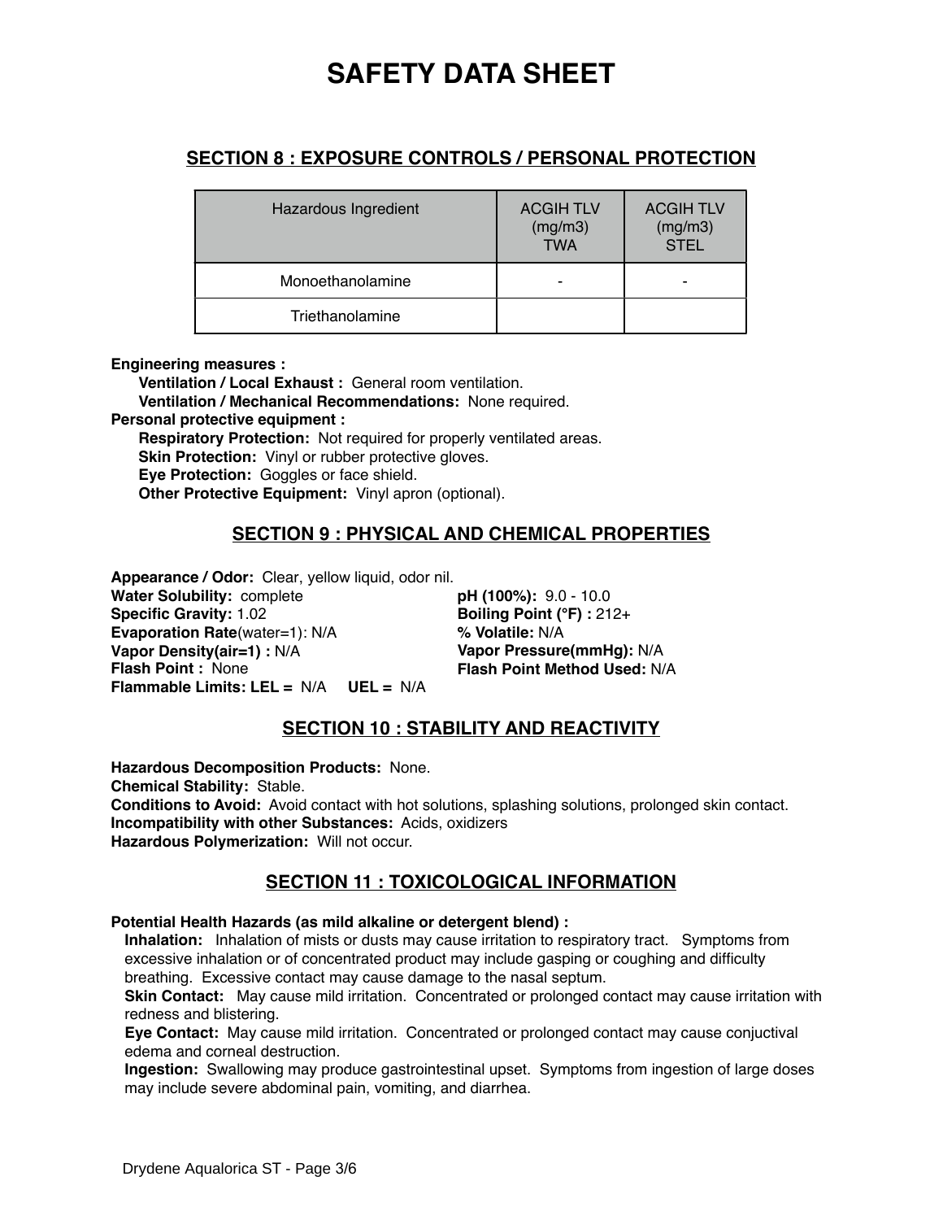# SAFETY DATA SHEET

## SECTION 8 : EXPOSURE CONTROLS / PERSONAL PROTECTION

| Hazardous Ingredient | ACGIH TLV (mg/m3) TWA | ACGIH TLV (mg/m3) STEL |
|---|---|---|
| Monoethanolamine | - | - |
| Triethanolamine | | |

**Engineering measures :**

**Ventilation / Local Exhaust :** General room ventilation.

**Ventilation / Mechanical Recommendations:** None required.

**Personal protective equipment :**

**Respiratory Protection:** Not required for properly ventilated areas.

**Skin Protection:** Vinyl or rubber protective gloves.

**Eye Protection:** Goggles or face shield.

**Other Protective Equipment:** Vinyl apron (optional).

## SECTION 9 : PHYSICAL AND CHEMICAL PROPERTIES

**Appearance / Odor:** Clear, yellow liquid, odor nil.

**Water Solubility:** complete

**Specific Gravity:** 1.02

**Evaporation Rate**(water=1): N/A

**Vapor Density(air=1) :** N/A

**Flash Point :** None

**Flammable Limits: LEL =** N/A **UEL =** N/A

**pH (100%):** 9.0 - 10.0

**Boiling Point (°F) :** 212+

**% Volatile:** N/A

**Vapor Pressure(mmHg):** N/A

**Flash Point Method Used:** N/A

## SECTION 10 : STABILITY AND REACTIVITY

**Hazardous Decomposition Products:** None.

**Chemical Stability:** Stable.

**Conditions to Avoid:** Avoid contact with hot solutions, splashing solutions, prolonged skin contact.

**Incompatibility with other Substances:** Acids, oxidizers

**Hazardous Polymerization:** Will not occur.

## SECTION 11 : TOXICOLOGICAL INFORMATION

**Potential Health Hazards (as mild alkaline or detergent blend) :**

**Inhalation:** Inhalation of mists or dusts may cause irritation to respiratory tract. Symptoms from excessive inhalation or of concentrated product may include gasping or coughing and difficulty breathing. Excessive contact may cause damage to the nasal septum.

**Skin Contact:** May cause mild irritation. Concentrated or prolonged contact may cause irritation with redness and blistering.

**Eye Contact:** May cause mild irritation. Concentrated or prolonged contact may cause conjuctival edema and corneal destruction.

**Ingestion:** Swallowing may produce gastrointestinal upset. Symptoms from ingestion of large doses may include severe abdominal pain, vomiting, and diarrhea.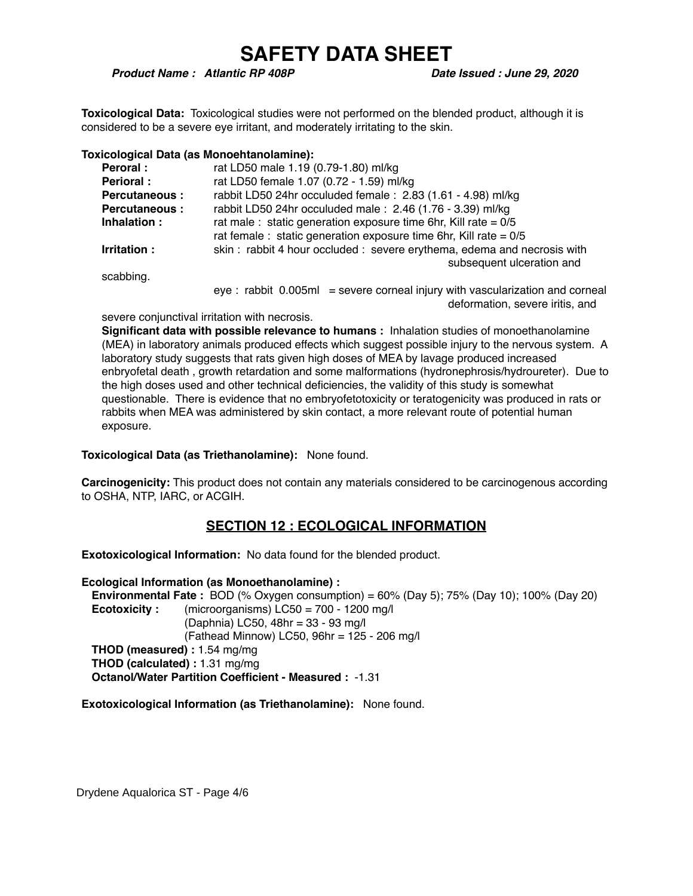**Toxicological Data:** Toxicological studies were not performed on the blended product, although it is considered to be a severe eye irritant, and moderately irritating to the skin.

**Toxicological Data (as Monoehtanolamine):**

**Peroral :** rat LD50 male 1.19 (0.79-1.80) ml/kg
**Perioral :** rat LD50 female 1.07 (0.72 - 1.59) ml/kg
**Percutaneous :** rabbit LD50 24hr occuluded female : 2.83 (1.61 - 4.98) ml/kg
**Percutaneous :** rabbit LD50 24hr occuluded male : 2.46 (1.76 - 3.39) ml/kg
**Inhalation :** rat male : static generation exposure time 6hr, Kill rate = 0/5
rat female : static generation exposure time 6hr, Kill rate = 0/5
**Irritation :** skin : rabbit 4 hour occluded : severe erythema, edema and necrosis with subsequent ulceration and scabbing.
eye : rabbit 0.005ml = severe corneal injury with vascularization and corneal deformation, severe iritis, and severe conjunctival irritation with necrosis.

**Significant data with possible relevance to humans :** Inhalation studies of monoethanolamine (MEA) in laboratory animals produced effects which suggest possible injury to the nervous system. A laboratory study suggests that rats given high doses of MEA by lavage produced increased enbryofetal death , growth retardation and some malformations (hydronephrosis/hydroureter). Due to the high doses used and other technical deficiencies, the validity of this study is somewhat questionable. There is evidence that no embryofetotoxicity or teratogenicity was produced in rats or rabbits when MEA was administered by skin contact, a more relevant route of potential human exposure.

**Toxicological Data (as Triethanolamine):** None found.

**Carcinogenicity:** This product does not contain any materials considered to be carcinogenous according to OSHA, NTP, IARC, or ACGIH.

## SECTION 12 : ECOLOGICAL INFORMATION

**Exotoxicological Information:** No data found for the blended product.

**Ecological Information (as Monoethanolamine) :**

**Environmental Fate :** BOD (% Oxygen consumption) = 60% (Day 5); 75% (Day 10); 100% (Day 20)
**Ecotoxicity :** (microorganisms) LC50 = 700 - 1200 mg/l
(Daphnia) LC50, 48hr = 33 - 93 mg/l
(Fathead Minnow) LC50, 96hr = 125 - 206 mg/l
**THOD (measured) :** 1.54 mg/mg
**THOD (calculated) :** 1.31 mg/mg
**Octanol/Water Partition Coefficient - Measured :** -1.31

**Exotoxicological Information (as Triethanolamine):** None found.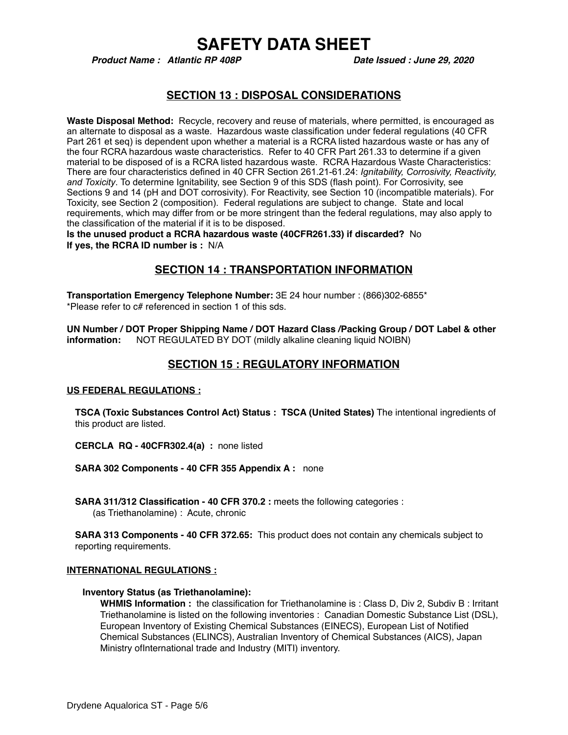# SAFETY DATA SHEET

***Product Name : Atlantic RP 408P*** ***Date Issued : June 29, 2020***

## SECTION 13 : DISPOSAL CONSIDERATIONS

**Waste Disposal Method:** Recycle, recovery and reuse of materials, where permitted, is encouraged as an alternate to disposal as a waste. Hazardous waste classification under federal regulations (40 CFR Part 261 et seq) is dependent upon whether a material is a RCRA listed hazardous waste or has any of the four RCRA hazardous waste characteristics. Refer to 40 CFR Part 261.33 to determine if a given material to be disposed of is a RCRA listed hazardous waste. RCRA Hazardous Waste Characteristics: There are four characteristics defined in 40 CFR Section 261.21-61.24: *Ignitability, Corrosivity, Reactivity, and Toxicity*. To determine Ignitability, see Section 9 of this SDS (flash point). For Corrosivity, see Sections 9 and 14 (pH and DOT corrosivity). For Reactivity, see Section 10 (incompatible materials). For Toxicity, see Section 2 (composition). Federal regulations are subject to change. State and local requirements, which may differ from or be more stringent than the federal regulations, may also apply to the classification of the material if it is to be disposed.

**Is the unused product a RCRA hazardous waste (40CFR261.33) if discarded?** No

**If yes, the RCRA ID number is :** N/A

## SECTION 14 : TRANSPORTATION INFORMATION

**Transportation Emergency Telephone Number:** 3E 24 hour number : (866)302-6855*
*Please refer to c# referenced in section 1 of this sds.

**UN Number / DOT Proper Shipping Name / DOT Hazard Class /Packing Group / DOT Label & other information:** NOT REGULATED BY DOT (mildly alkaline cleaning liquid NOIBN)

## SECTION 15 : REGULATORY INFORMATION

### US FEDERAL REGULATIONS :

**TSCA (Toxic Substances Control Act) Status : TSCA (United States)** The intentional ingredients of this product are listed.

**CERCLA RQ - 40CFR302.4(a) :** none listed

**SARA 302 Components - 40 CFR 355 Appendix A :** none

**SARA 311/312 Classification - 40 CFR 370.2 :** meets the following categories :
(as Triethanolamine) : Acute, chronic

**SARA 313 Components - 40 CFR 372.65:** This product does not contain any chemicals subject to reporting requirements.

### INTERNATIONAL REGULATIONS :

**Inventory Status (as Triethanolamine):**

**WHMIS Information :** the classification for Triethanolamine is : Class D, Div 2, Subdiv B : Irritant
Triethanolamine is listed on the following inventories : Canadian Domestic Substance List (DSL), European Inventory of Existing Chemical Substances (EINECS), European List of Notified Chemical Substances (ELINCS), Australian Inventory of Chemical Substances (AICS), Japan Ministry ofInternational trade and Industry (MITI) inventory.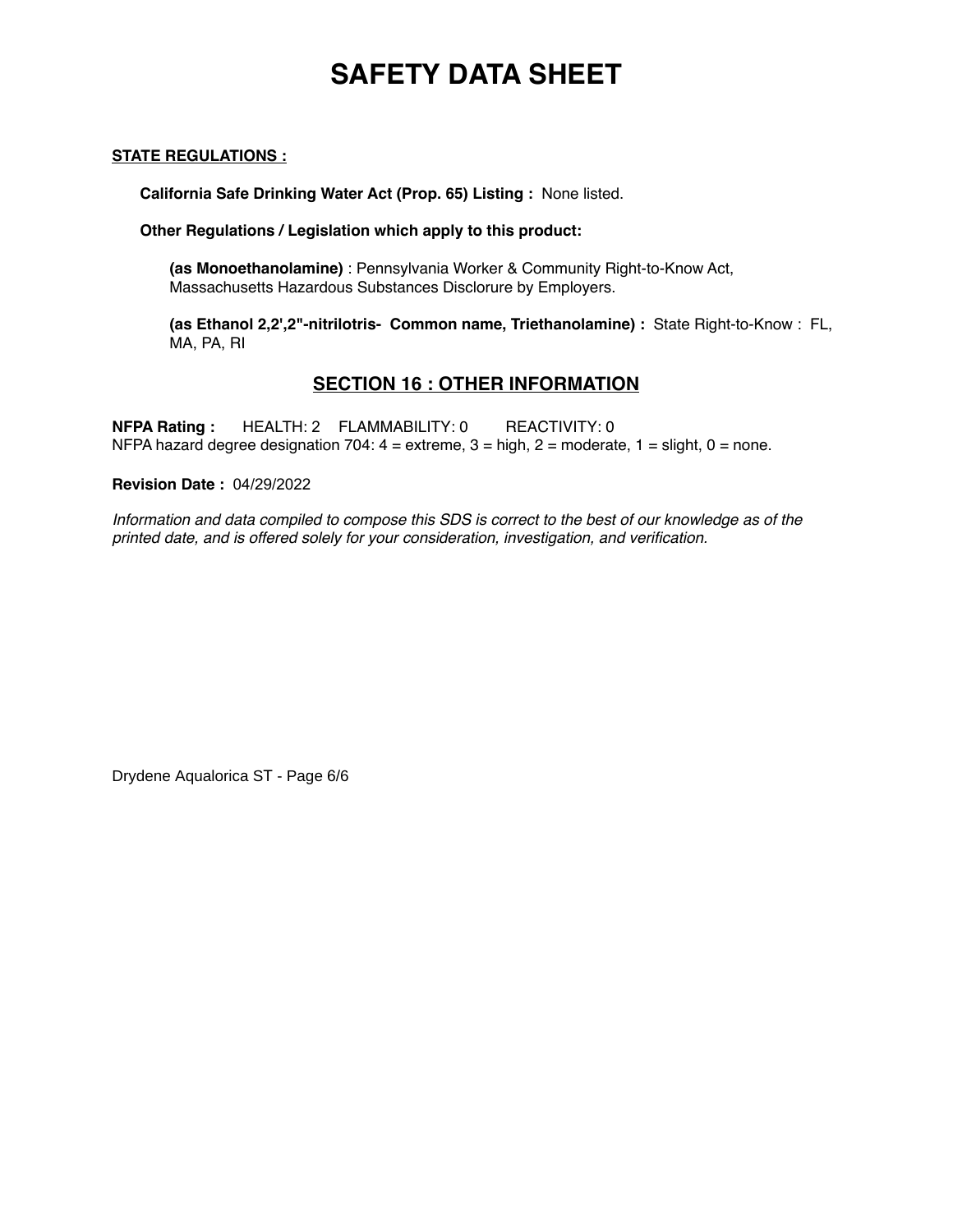# SAFETY DATA SHEET

**STATE REGULATIONS :**

**California Safe Drinking Water Act (Prop. 65) Listing :** None listed.

**Other Regulations / Legislation which apply to this product:**

**(as Monoethanolamine)** : Pennsylvania Worker & Community Right-to-Know Act, Massachusetts Hazardous Substances Disclorure by Employers.

**(as Ethanol 2,2',2"-nitrilotris- Common name, Triethanolamine) :** State Right-to-Know : FL, MA, PA, RI

## SECTION 16 : OTHER INFORMATION

**NFPA Rating :** HEALTH: 2 FLAMMABILITY: 0 REACTIVITY: 0
NFPA hazard degree designation 704: 4 = extreme, 3 = high, 2 = moderate, 1 = slight, 0 = none.

**Revision Date :** 04/29/2022

*Information and data compiled to compose this SDS is correct to the best of our knowledge as of the printed date, and is offered solely for your consideration, investigation, and verification.*